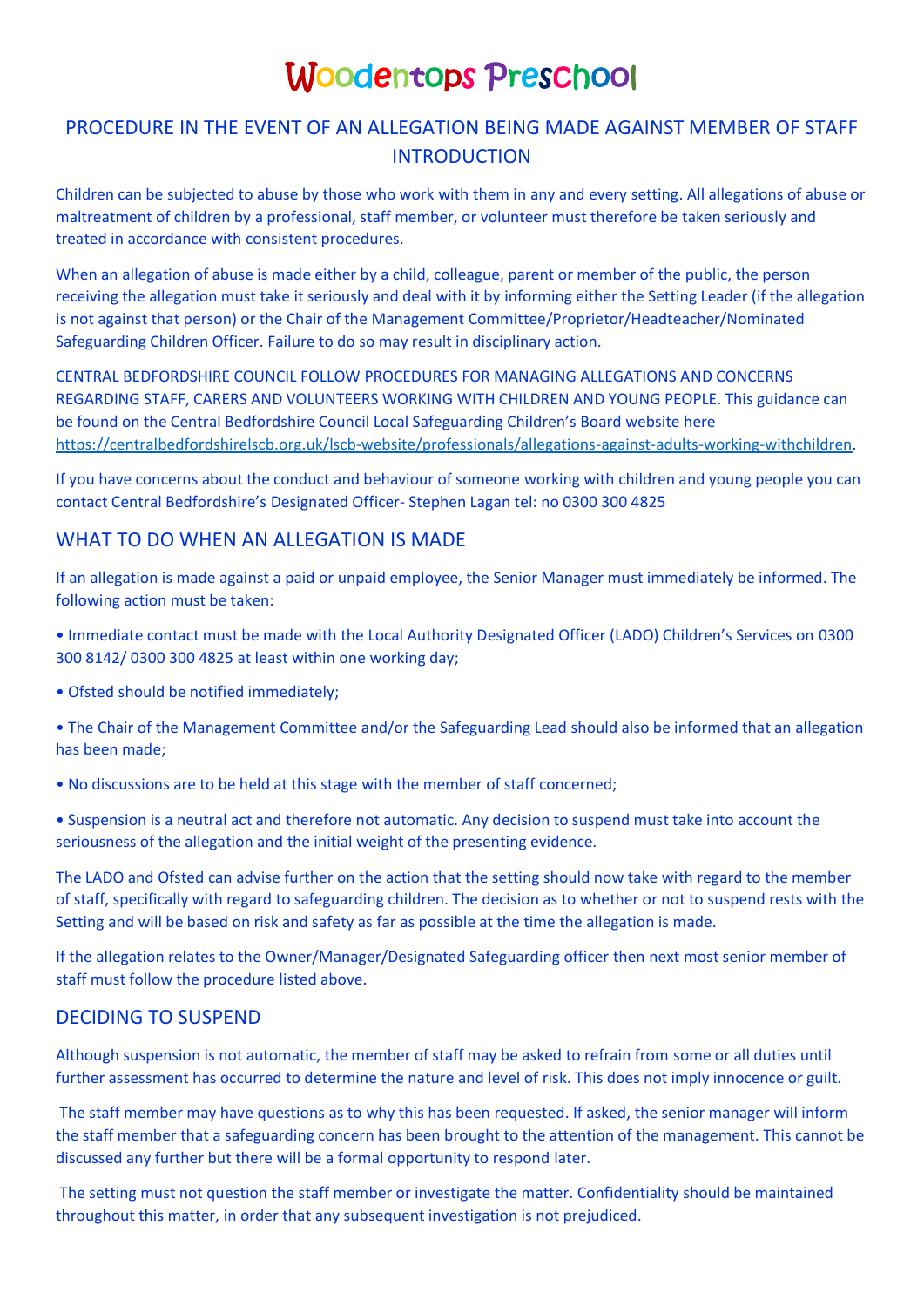# Woodentops Preschool

## PROCEDURE IN THE EVENT OF AN ALLEGATION BEING MADE AGAINST MEMBER OF STAFF INTRODUCTION

Children can be subjected to abuse by those who work with them in any and every setting. All allegations of abuse or maltreatment of children by a professional, staff member, or volunteer must therefore be taken seriously and treated in accordance with consistent procedures.

When an allegation of abuse is made either by a child, colleague, parent or member of the public, the person receiving the allegation must take it seriously and deal with it by informing either the Setting Leader (if the allegation is not against that person) or the Chair of the Management Committee/Proprietor/Headteacher/Nominated Safeguarding Children Officer. Failure to do so may result in disciplinary action.

CENTRAL BEDFORDSHIRE COUNCIL FOLLOW PROCEDURES FOR MANAGING ALLEGATIONS AND CONCERNS REGARDING STAFF, CARERS AND VOLUNTEERS WORKING WITH CHILDREN AND YOUNG PEOPLE. This guidance can be found on the Central Bedfordshire Council Local Safeguarding Children's Board website here https://centralbedfordshirelscb.org.uk/lscb-website/professionals/allegations-against-adults-working-withchildren.

If you have concerns about the conduct and behaviour of someone working with children and young people you can contact Central Bedfordshire's Designated Officer- Stephen Lagan tel: no 0300 300 4825

## WHAT TO DO WHEN AN ALLEGATION IS MADE

If an allegation is made against a paid or unpaid employee, the Senior Manager must immediately be informed. The following action must be taken:

- Immediate contact must be made with the Local Authority Designated Officer (LADO) Children's Services on 0300 300 8142/ 0300 300 4825 at least within one working day;
- Ofsted should be notified immediately;
- The Chair of the Management Committee and/or the Safeguarding Lead should also be informed that an allegation has been made;
- No discussions are to be held at this stage with the member of staff concerned;
- Suspension is a neutral act and therefore not automatic. Any decision to suspend must take into account the seriousness of the allegation and the initial weight of the presenting evidence.

The LADO and Ofsted can advise further on the action that the setting should now take with regard to the member of staff, specifically with regard to safeguarding children. The decision as to whether or not to suspend rests with the Setting and will be based on risk and safety as far as possible at the time the allegation is made.

If the allegation relates to the Owner/Manager/Designated Safeguarding officer then next most senior member of staff must follow the procedure listed above.

## DECIDING TO SUSPEND

Although suspension is not automatic, the member of staff may be asked to refrain from some or all duties until further assessment has occurred to determine the nature and level of risk. This does not imply innocence or guilt.

The staff member may have questions as to why this has been requested. If asked, the senior manager will inform the staff member that a safeguarding concern has been brought to the attention of the management. This cannot be discussed any further but there will be a formal opportunity to respond later.

The setting must not question the staff member or investigate the matter. Confidentiality should be maintained throughout this matter, in order that any subsequent investigation is not prejudiced.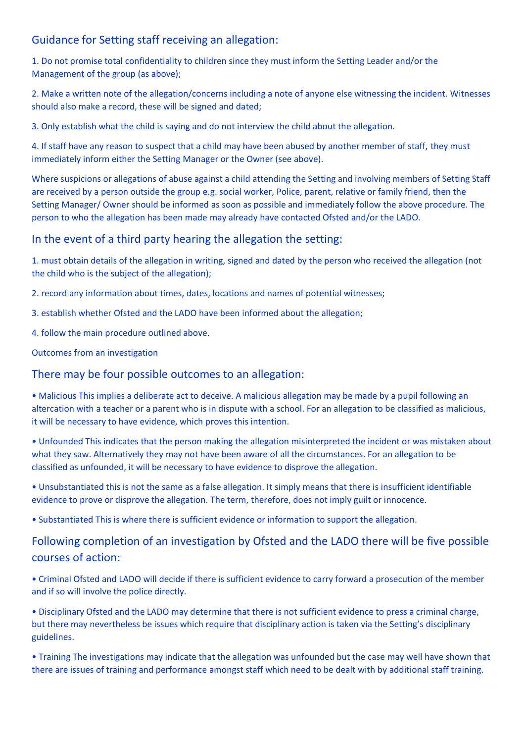## Guidance for Setting staff receiving an allegation:

1. Do not promise total confidentiality to children since they must inform the Setting Leader and/or the Management of the group (as above);

2. Make a written note of the allegation/concerns including a note of anyone else witnessing the incident. Witnesses should also make a record, these will be signed and dated;

3. Only establish what the child is saying and do not interview the child about the allegation.

4. If staff have any reason to suspect that a child may have been abused by another member of staff, they must immediately inform either the Setting Manager or the Owner (see above).

Where suspicions or allegations of abuse against a child attending the Setting and involving members of Setting Staff are received by a person outside the group e.g. social worker, Police, parent, relative or family friend, then the Setting Manager/ Owner should be informed as soon as possible and immediately follow the above procedure. The person to who the allegation has been made may already have contacted Ofsted and/or the LADO.

## In the event of a third party hearing the allegation the setting:

1. must obtain details of the allegation in writing, signed and dated by the person who received the allegation (not the child who is the subject of the allegation);

2. record any information about times, dates, locations and names of potential witnesses;

3. establish whether Ofsted and the LADO have been informed about the allegation;

4. follow the main procedure outlined above.

Outcomes from an investigation

## There may be four possible outcomes to an allegation:

- Malicious This implies a deliberate act to deceive. A malicious allegation may be made by a pupil following an altercation with a teacher or a parent who is in dispute with a school. For an allegation to be classified as malicious, it will be necessary to have evidence, which proves this intention.

- Unfounded This indicates that the person making the allegation misinterpreted the incident or was mistaken about what they saw. Alternatively they may not have been aware of all the circumstances. For an allegation to be classified as unfounded, it will be necessary to have evidence to disprove the allegation.

- Unsubstantiated this is not the same as a false allegation. It simply means that there is insufficient identifiable evidence to prove or disprove the allegation. The term, therefore, does not imply guilt or innocence.

- Substantiated This is where there is sufficient evidence or information to support the allegation.

## Following completion of an investigation by Ofsted and the LADO there will be five possible courses of action:

- Criminal Ofsted and LADO will decide if there is sufficient evidence to carry forward a prosecution of the member and if so will involve the police directly.

- Disciplinary Ofsted and the LADO may determine that there is not sufficient evidence to press a criminal charge, but there may nevertheless be issues which require that disciplinary action is taken via the Setting's disciplinary guidelines.

- Training The investigations may indicate that the allegation was unfounded but the case may well have shown that there are issues of training and performance amongst staff which need to be dealt with by additional staff training.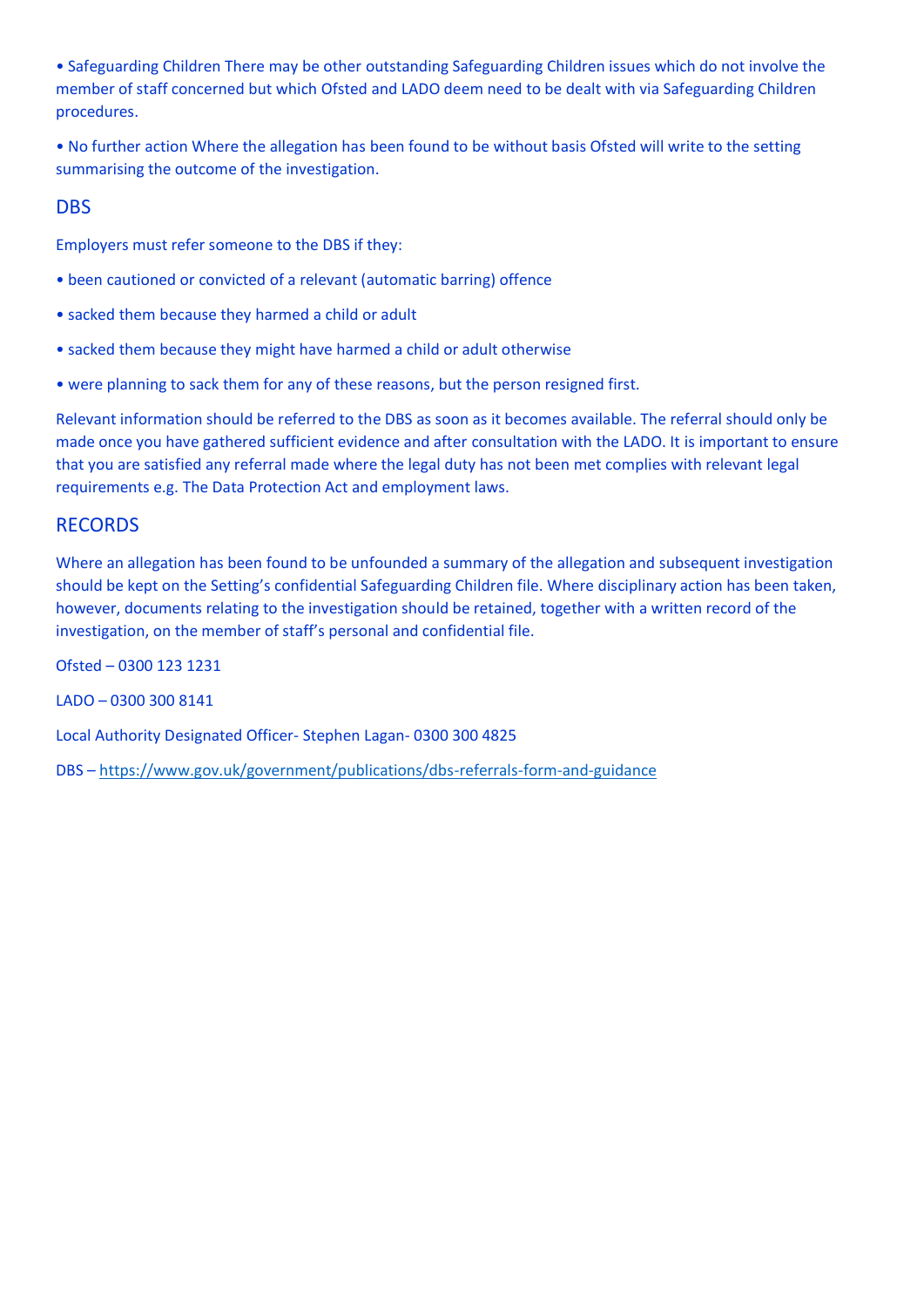• Safeguarding Children There may be other outstanding Safeguarding Children issues which do not involve the member of staff concerned but which Ofsted and LADO deem need to be dealt with via Safeguarding Children procedures.

• No further action Where the allegation has been found to be without basis Ofsted will write to the setting summarising the outcome of the investigation.

## DBS

Employers must refer someone to the DBS if they:

• been cautioned or convicted of a relevant (automatic barring) offence

• sacked them because they harmed a child or adult

• sacked them because they might have harmed a child or adult otherwise

• were planning to sack them for any of these reasons, but the person resigned first.

Relevant information should be referred to the DBS as soon as it becomes available. The referral should only be made once you have gathered sufficient evidence and after consultation with the LADO. It is important to ensure that you are satisfied any referral made where the legal duty has not been met complies with relevant legal requirements e.g. The Data Protection Act and employment laws.

## RECORDS

Where an allegation has been found to be unfounded a summary of the allegation and subsequent investigation should be kept on the Setting's confidential Safeguarding Children file. Where disciplinary action has been taken, however, documents relating to the investigation should be retained, together with a written record of the investigation, on the member of staff's personal and confidential file.

Ofsted – 0300 123 1231

LADO – 0300 300 8141

Local Authority Designated Officer- Stephen Lagan- 0300 300 4825

DBS – https://www.gov.uk/government/publications/dbs-referrals-form-and-guidance